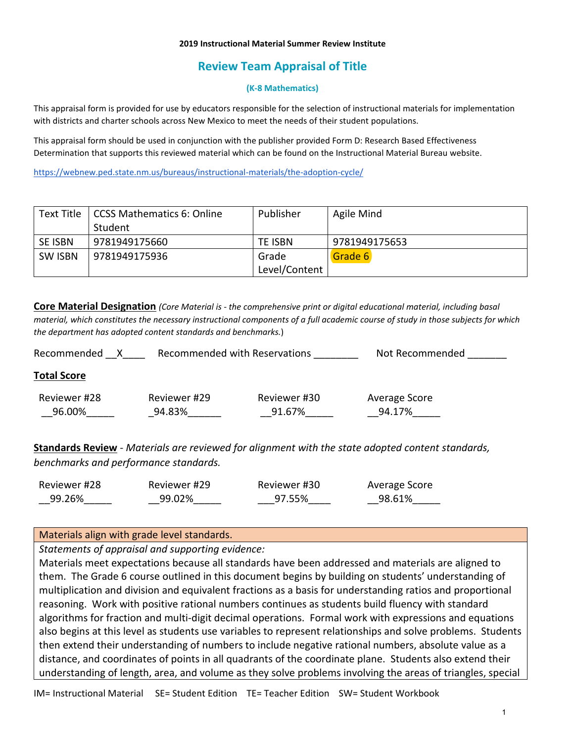**2019 Instructional Material Summer Review Institute**

# Review Team Appraisal of Title

**(K-8 Mathematics)**

This appraisal form is provided for use by educators responsible for the selection of instructional materials for implementation with districts and charter schools across New Mexico to meet the needs of their student populations.

This appraisal form should be used in conjunction with the publisher provided Form D: Research Based Effectiveness Determination that supports this reviewed material which can be found on the Instructional Material Bureau website.

https://webnew.ped.state.nm.us/bureaus/instructional-materials/the-adoption-cycle/

| Text Title | CCSS Mathematics 6: Online Student | Publisher | Agile Mind |
|---|---|---|---|
| SE ISBN | 9781949175660 | TE ISBN | 9781949175653 |
| SW ISBN | 9781949175936 | Grade Level/Content | Grade 6 |

**Core Material Designation** *(Core Material is - the comprehensive print or digital educational material, including basal material, which constitutes the necessary instructional components of a full academic course of study in those subjects for which the department has adopted content standards and benchmarks.*)

Recommended __X____ Recommended with Reservations ________ Not Recommended _______

**Total Score**

| Reviewer #28 | Reviewer #29 | Reviewer #30 | Average Score |
|---|---|---|---|
| __96.00%_____ | _94.83%______ | __91.67%_____ | __94.17%_____ |

**Standards Review** - *Materials are reviewed for alignment with the state adopted content standards, benchmarks and performance standards.*

| Reviewer #28 | Reviewer #29 | Reviewer #30 | Average Score |
|---|---|---|---|
| __99.26%_____ | __99.02%_____ | ___97.55%____ | __98.61%_____ |

| Materials align with grade level standards. |
|---|
| *Statements of appraisal and supporting evidence:* Materials meet expectations because all standards have been addressed and materials are aligned to them. The Grade 6 course outlined in this document begins by building on students' understanding of multiplication and division and equivalent fractions as a basis for understanding ratios and proportional reasoning. Work with positive rational numbers continues as students build fluency with standard algorithms for fraction and multi-digit decimal operations. Formal work with expressions and equations also begins at this level as students use variables to represent relationships and solve problems. Students then extend their understanding of numbers to include negative rational numbers, absolute value as a distance, and coordinates of points in all quadrants of the coordinate plane. Students also extend their understanding of length, area, and volume as they solve problems involving the areas of triangles, special |

IM= Instructional Material SE= Student Edition TE= Teacher Edition SW= Student Workbook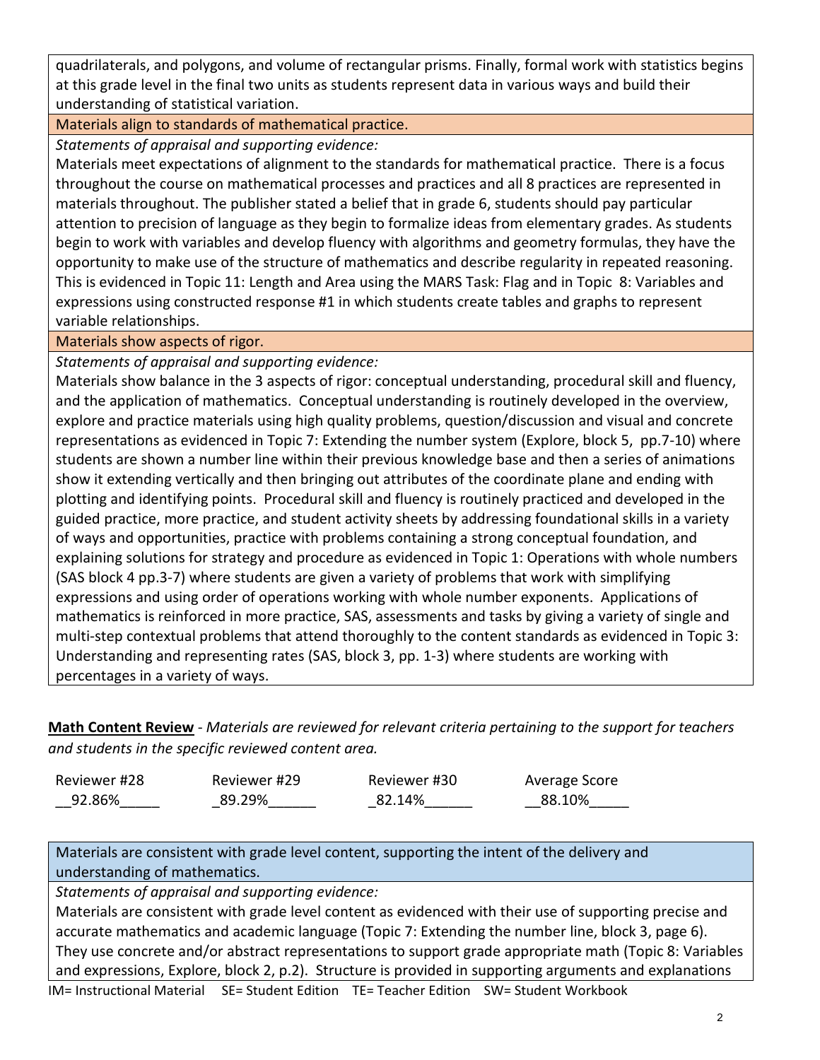quadrilaterals, and polygons, and volume of rectangular prisms. Finally, formal work with statistics begins at this grade level in the final two units as students represent data in various ways and build their understanding of statistical variation.

Materials align to standards of mathematical practice.

*Statements of appraisal and supporting evidence:*

Materials meet expectations of alignment to the standards for mathematical practice. There is a focus throughout the course on mathematical processes and practices and all 8 practices are represented in materials throughout. The publisher stated a belief that in grade 6, students should pay particular attention to precision of language as they begin to formalize ideas from elementary grades. As students begin to work with variables and develop fluency with algorithms and geometry formulas, they have the opportunity to make use of the structure of mathematics and describe regularity in repeated reasoning. This is evidenced in Topic 11: Length and Area using the MARS Task: Flag and in Topic 8: Variables and expressions using constructed response #1 in which students create tables and graphs to represent variable relationships.

Materials show aspects of rigor.

*Statements of appraisal and supporting evidence:*

Materials show balance in the 3 aspects of rigor: conceptual understanding, procedural skill and fluency, and the application of mathematics. Conceptual understanding is routinely developed in the overview, explore and practice materials using high quality problems, question/discussion and visual and concrete representations as evidenced in Topic 7: Extending the number system (Explore, block 5, pp.7-10) where students are shown a number line within their previous knowledge base and then a series of animations show it extending vertically and then bringing out attributes of the coordinate plane and ending with plotting and identifying points. Procedural skill and fluency is routinely practiced and developed in the guided practice, more practice, and student activity sheets by addressing foundational skills in a variety of ways and opportunities, practice with problems containing a strong conceptual foundation, and explaining solutions for strategy and procedure as evidenced in Topic 1: Operations with whole numbers (SAS block 4 pp.3-7) where students are given a variety of problems that work with simplifying expressions and using order of operations working with whole number exponents. Applications of mathematics is reinforced in more practice, SAS, assessments and tasks by giving a variety of single and multi-step contextual problems that attend thoroughly to the content standards as evidenced in Topic 3: Understanding and representing rates (SAS, block 3, pp. 1-3) where students are working with percentages in a variety of ways.

**Math Content Review** - *Materials are reviewed for relevant criteria pertaining to the support for teachers and students in the specific reviewed content area.*

| Reviewer #28 | Reviewer #29 | Reviewer #30 | Average Score |
|---|---|---|---|
| 92.86% | 89.29% | 82.14% | 88.10% |

Materials are consistent with grade level content, supporting the intent of the delivery and understanding of mathematics.

*Statements of appraisal and supporting evidence:*

Materials are consistent with grade level content as evidenced with their use of supporting precise and accurate mathematics and academic language (Topic 7: Extending the number line, block 3, page 6). They use concrete and/or abstract representations to support grade appropriate math (Topic 8: Variables and expressions, Explore, block 2, p.2). Structure is provided in supporting arguments and explanations

IM= Instructional Material SE= Student Edition TE= Teacher Edition SW= Student Workbook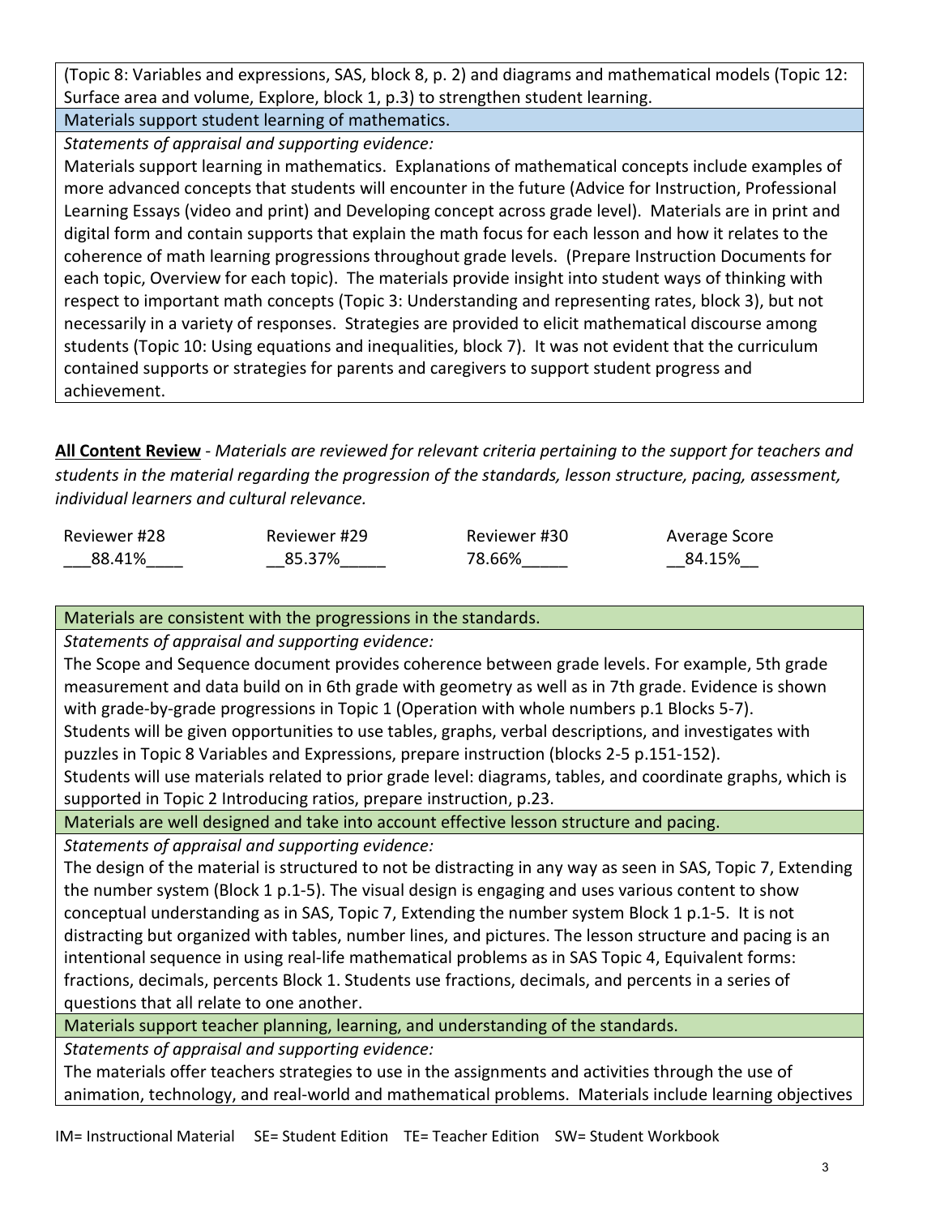(Topic 8: Variables and expressions, SAS, block 8, p. 2) and diagrams and mathematical models (Topic 12: Surface area and volume, Explore, block 1, p.3) to strengthen student learning.

**Materials support student learning of mathematics.**

*Statements of appraisal and supporting evidence:*

Materials support learning in mathematics. Explanations of mathematical concepts include examples of more advanced concepts that students will encounter in the future (Advice for Instruction, Professional Learning Essays (video and print) and Developing concept across grade level). Materials are in print and digital form and contain supports that explain the math focus for each lesson and how it relates to the coherence of math learning progressions throughout grade levels. (Prepare Instruction Documents for each topic, Overview for each topic). The materials provide insight into student ways of thinking with respect to important math concepts (Topic 3: Understanding and representing rates, block 3), but not necessarily in a variety of responses. Strategies are provided to elicit mathematical discourse among students (Topic 10: Using equations and inequalities, block 7). It was not evident that the curriculum contained supports or strategies for parents and caregivers to support student progress and achievement.

**<u>All Content Review</u>** - *Materials are reviewed for relevant criteria pertaining to the support for teachers and students in the material regarding the progression of the standards, lesson structure, pacing, assessment, individual learners and cultural relevance.*

| Reviewer #28 | Reviewer #29 | Reviewer #30 | Average Score |
|---|---|---|---|
| ___88.41%____ | __85.37%_____ | 78.66%_____ | __84.15%__ |

**Materials are consistent with the progressions in the standards.**

*Statements of appraisal and supporting evidence:*

The Scope and Sequence document provides coherence between grade levels. For example, 5th grade measurement and data build on in 6th grade with geometry as well as in 7th grade. Evidence is shown with grade-by-grade progressions in Topic 1 (Operation with whole numbers p.1 Blocks 5-7).
Students will be given opportunities to use tables, graphs, verbal descriptions, and investigates with puzzles in Topic 8 Variables and Expressions, prepare instruction (blocks 2-5 p.151-152).
Students will use materials related to prior grade level: diagrams, tables, and coordinate graphs, which is supported in Topic 2 Introducing ratios, prepare instruction, p.23.

**Materials are well designed and take into account effective lesson structure and pacing.**

*Statements of appraisal and supporting evidence:*

The design of the material is structured to not be distracting in any way as seen in SAS, Topic 7, Extending the number system (Block 1 p.1-5). The visual design is engaging and uses various content to show conceptual understanding as in SAS, Topic 7, Extending the number system Block 1 p.1-5. It is not distracting but organized with tables, number lines, and pictures. The lesson structure and pacing is an intentional sequence in using real-life mathematical problems as in SAS Topic 4, Equivalent forms: fractions, decimals, percents Block 1. Students use fractions, decimals, and percents in a series of questions that all relate to one another.

**Materials support teacher planning, learning, and understanding of the standards.**

*Statements of appraisal and supporting evidence:*

The materials offer teachers strategies to use in the assignments and activities through the use of animation, technology, and real-world and mathematical problems. Materials include learning objectives

IM= Instructional Material SE= Student Edition TE= Teacher Edition SW= Student Workbook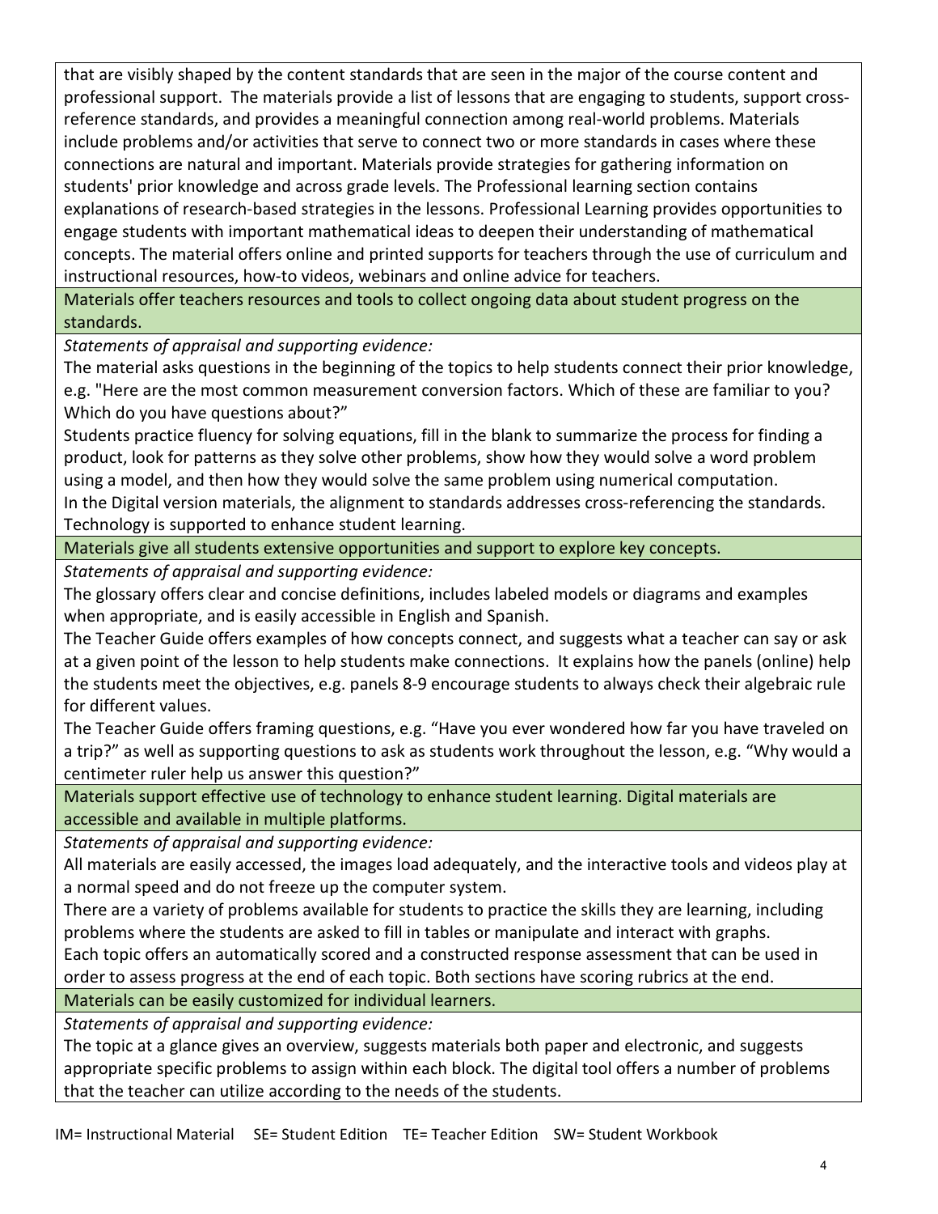that are visibly shaped by the content standards that are seen in the major of the course content and professional support. The materials provide a list of lessons that are engaging to students, support cross-reference standards, and provides a meaningful connection among real-world problems. Materials include problems and/or activities that serve to connect two or more standards in cases where these connections are natural and important. Materials provide strategies for gathering information on students' prior knowledge and across grade levels. The Professional learning section contains explanations of research-based strategies in the lessons. Professional Learning provides opportunities to engage students with important mathematical ideas to deepen their understanding of mathematical concepts. The material offers online and printed supports for teachers through the use of curriculum and instructional resources, how-to videos, webinars and online advice for teachers.

**Materials offer teachers resources and tools to collect ongoing data about student progress on the standards.**

*Statements of appraisal and supporting evidence:*

The material asks questions in the beginning of the topics to help students connect their prior knowledge, e.g. "Here are the most common measurement conversion factors. Which of these are familiar to you? Which do you have questions about?"

Students practice fluency for solving equations, fill in the blank to summarize the process for finding a product, look for patterns as they solve other problems, show how they would solve a word problem using a model, and then how they would solve the same problem using numerical computation.

In the Digital version materials, the alignment to standards addresses cross-referencing the standards. Technology is supported to enhance student learning.

**Materials give all students extensive opportunities and support to explore key concepts.**

*Statements of appraisal and supporting evidence:*

The glossary offers clear and concise definitions, includes labeled models or diagrams and examples when appropriate, and is easily accessible in English and Spanish.

The Teacher Guide offers examples of how concepts connect, and suggests what a teacher can say or ask at a given point of the lesson to help students make connections. It explains how the panels (online) help the students meet the objectives, e.g. panels 8-9 encourage students to always check their algebraic rule for different values.

The Teacher Guide offers framing questions, e.g. "Have you ever wondered how far you have traveled on a trip?" as well as supporting questions to ask as students work throughout the lesson, e.g. "Why would a centimeter ruler help us answer this question?"

**Materials support effective use of technology to enhance student learning. Digital materials are accessible and available in multiple platforms.**

*Statements of appraisal and supporting evidence:*

All materials are easily accessed, the images load adequately, and the interactive tools and videos play at a normal speed and do not freeze up the computer system.

There are a variety of problems available for students to practice the skills they are learning, including problems where the students are asked to fill in tables or manipulate and interact with graphs.

Each topic offers an automatically scored and a constructed response assessment that can be used in order to assess progress at the end of each topic. Both sections have scoring rubrics at the end.

**Materials can be easily customized for individual learners.**

*Statements of appraisal and supporting evidence:*

The topic at a glance gives an overview, suggests materials both paper and electronic, and suggests appropriate specific problems to assign within each block. The digital tool offers a number of problems that the teacher can utilize according to the needs of the students.

IM= Instructional Material SE= Student Edition TE= Teacher Edition SW= Student Workbook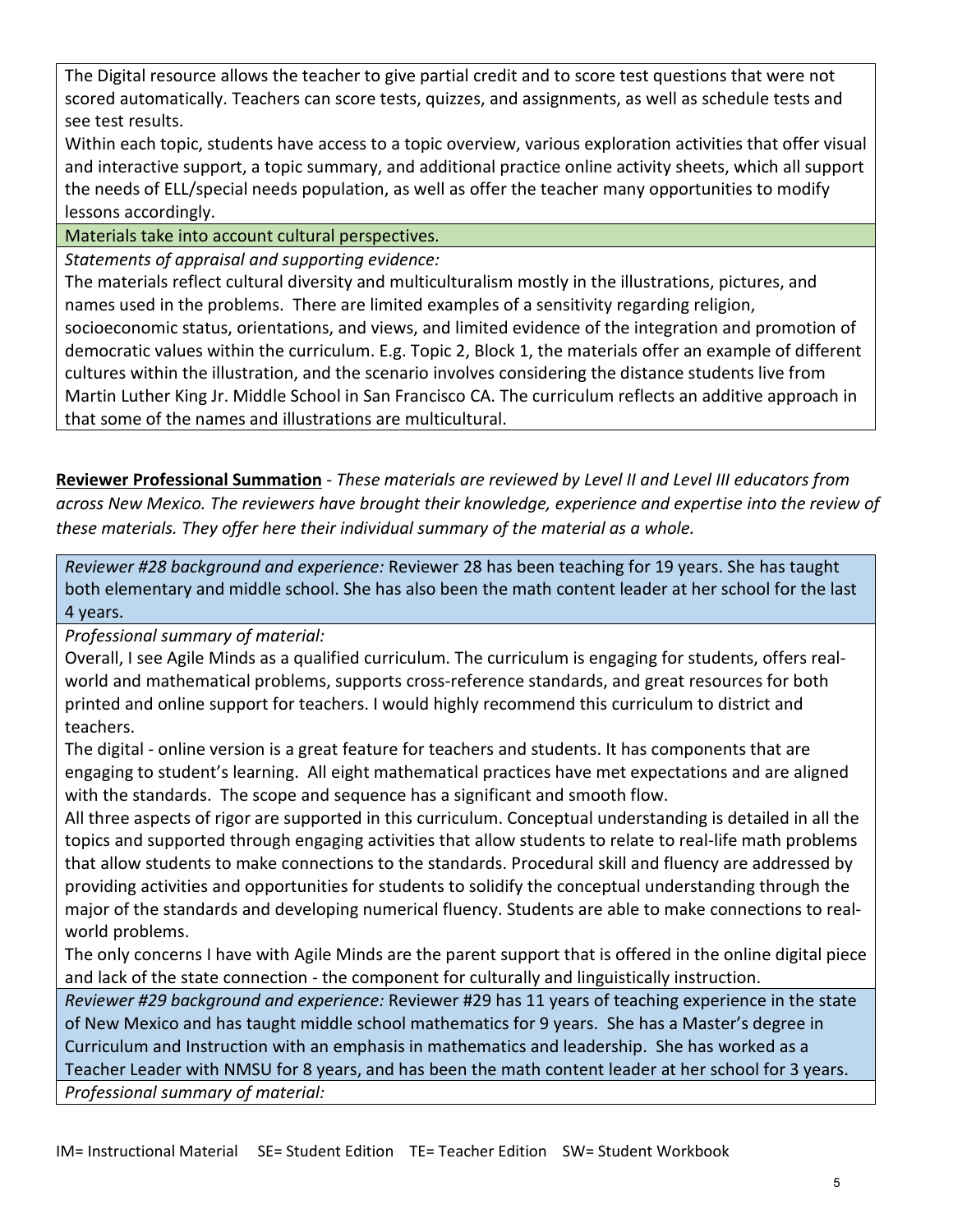The Digital resource allows the teacher to give partial credit and to score test questions that were not scored automatically. Teachers can score tests, quizzes, and assignments, as well as schedule tests and see test results.

Within each topic, students have access to a topic overview, various exploration activities that offer visual and interactive support, a topic summary, and additional practice online activity sheets, which all support the needs of ELL/special needs population, as well as offer the teacher many opportunities to modify lessons accordingly.

Materials take into account cultural perspectives.

*Statements of appraisal and supporting evidence:*

The materials reflect cultural diversity and multiculturalism mostly in the illustrations, pictures, and names used in the problems. There are limited examples of a sensitivity regarding religion, socioeconomic status, orientations, and views, and limited evidence of the integration and promotion of democratic values within the curriculum. E.g. Topic 2, Block 1, the materials offer an example of different cultures within the illustration, and the scenario involves considering the distance students live from Martin Luther King Jr. Middle School in San Francisco CA. The curriculum reflects an additive approach in that some of the names and illustrations are multicultural.

**Reviewer Professional Summation** - *These materials are reviewed by Level II and Level III educators from across New Mexico. The reviewers have brought their knowledge, experience and expertise into the review of these materials. They offer here their individual summary of the material as a whole.*

*Reviewer #28 background and experience:* Reviewer 28 has been teaching for 19 years. She has taught both elementary and middle school. She has also been the math content leader at her school for the last 4 years.

*Professional summary of material:*

Overall, I see Agile Minds as a qualified curriculum. The curriculum is engaging for students, offers real-world and mathematical problems, supports cross-reference standards, and great resources for both printed and online support for teachers. I would highly recommend this curriculum to district and teachers.

The digital - online version is a great feature for teachers and students. It has components that are engaging to student's learning. All eight mathematical practices have met expectations and are aligned with the standards. The scope and sequence has a significant and smooth flow.

All three aspects of rigor are supported in this curriculum. Conceptual understanding is detailed in all the topics and supported through engaging activities that allow students to relate to real-life math problems that allow students to make connections to the standards. Procedural skill and fluency are addressed by providing activities and opportunities for students to solidify the conceptual understanding through the major of the standards and developing numerical fluency. Students are able to make connections to real-world problems.

The only concerns I have with Agile Minds are the parent support that is offered in the online digital piece and lack of the state connection - the component for culturally and linguistically instruction.

*Reviewer #29 background and experience:* Reviewer #29 has 11 years of teaching experience in the state of New Mexico and has taught middle school mathematics for 9 years. She has a Master's degree in Curriculum and Instruction with an emphasis in mathematics and leadership. She has worked as a Teacher Leader with NMSU for 8 years, and has been the math content leader at her school for 3 years.

*Professional summary of material:*

IM= Instructional Material SE= Student Edition TE= Teacher Edition SW= Student Workbook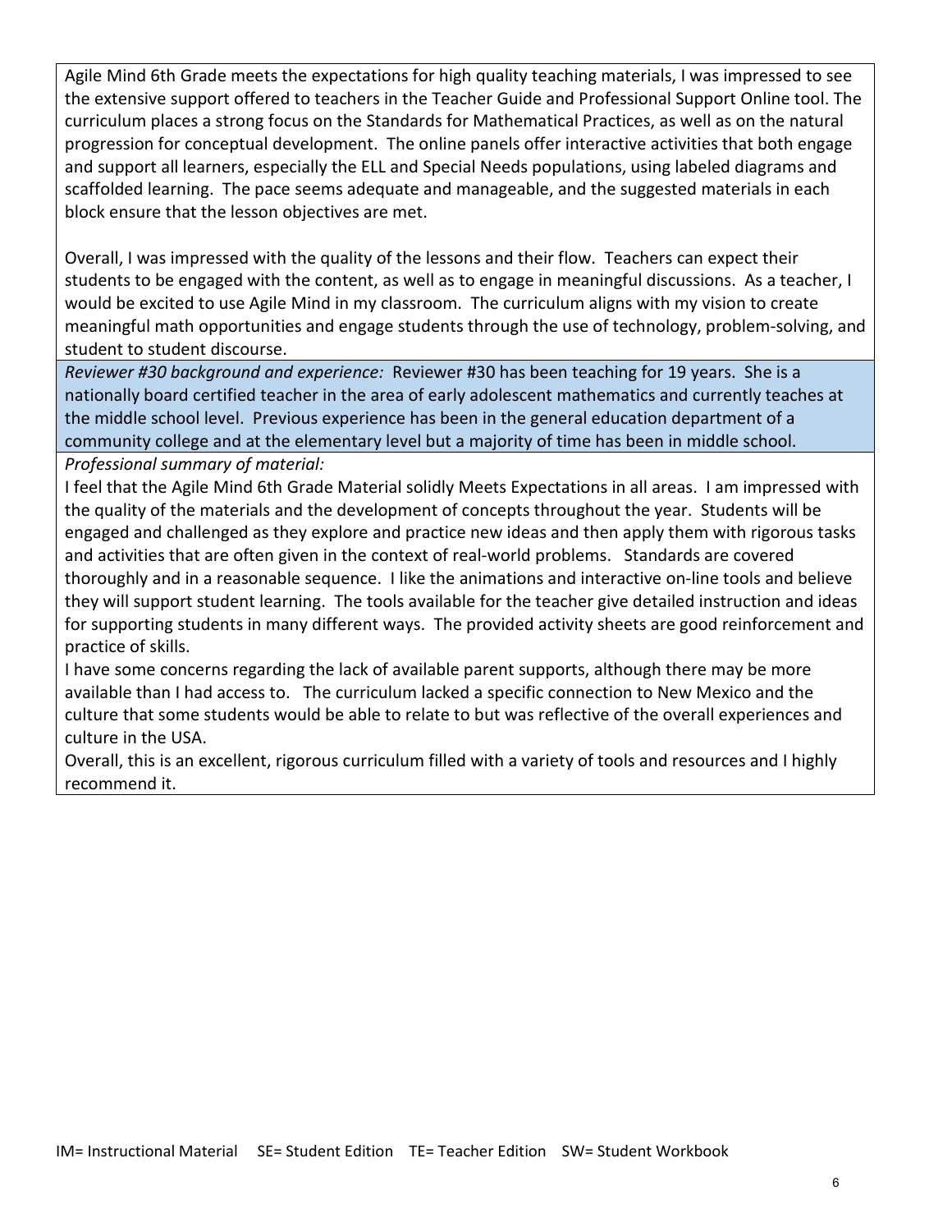Agile Mind 6th Grade meets the expectations for high quality teaching materials, I was impressed to see the extensive support offered to teachers in the Teacher Guide and Professional Support Online tool. The curriculum places a strong focus on the Standards for Mathematical Practices, as well as on the natural progression for conceptual development. The online panels offer interactive activities that both engage and support all learners, especially the ELL and Special Needs populations, using labeled diagrams and scaffolded learning. The pace seems adequate and manageable, and the suggested materials in each block ensure that the lesson objectives are met.

Overall, I was impressed with the quality of the lessons and their flow. Teachers can expect their students to be engaged with the content, as well as to engage in meaningful discussions. As a teacher, I would be excited to use Agile Mind in my classroom. The curriculum aligns with my vision to create meaningful math opportunities and engage students through the use of technology, problem-solving, and student to student discourse.

*Reviewer #30 background and experience:* Reviewer #30 has been teaching for 19 years. She is a nationally board certified teacher in the area of early adolescent mathematics and currently teaches at the middle school level. Previous experience has been in the general education department of a community college and at the elementary level but a majority of time has been in middle school.

*Professional summary of material:*

I feel that the Agile Mind 6th Grade Material solidly Meets Expectations in all areas. I am impressed with the quality of the materials and the development of concepts throughout the year. Students will be engaged and challenged as they explore and practice new ideas and then apply them with rigorous tasks and activities that are often given in the context of real-world problems. Standards are covered thoroughly and in a reasonable sequence. I like the animations and interactive on-line tools and believe they will support student learning. The tools available for the teacher give detailed instruction and ideas for supporting students in many different ways. The provided activity sheets are good reinforcement and practice of skills.

I have some concerns regarding the lack of available parent supports, although there may be more available than I had access to. The curriculum lacked a specific connection to New Mexico and the culture that some students would be able to relate to but was reflective of the overall experiences and culture in the USA.

Overall, this is an excellent, rigorous curriculum filled with a variety of tools and resources and I highly recommend it.

IM= Instructional Material SE= Student Edition TE= Teacher Edition SW= Student Workbook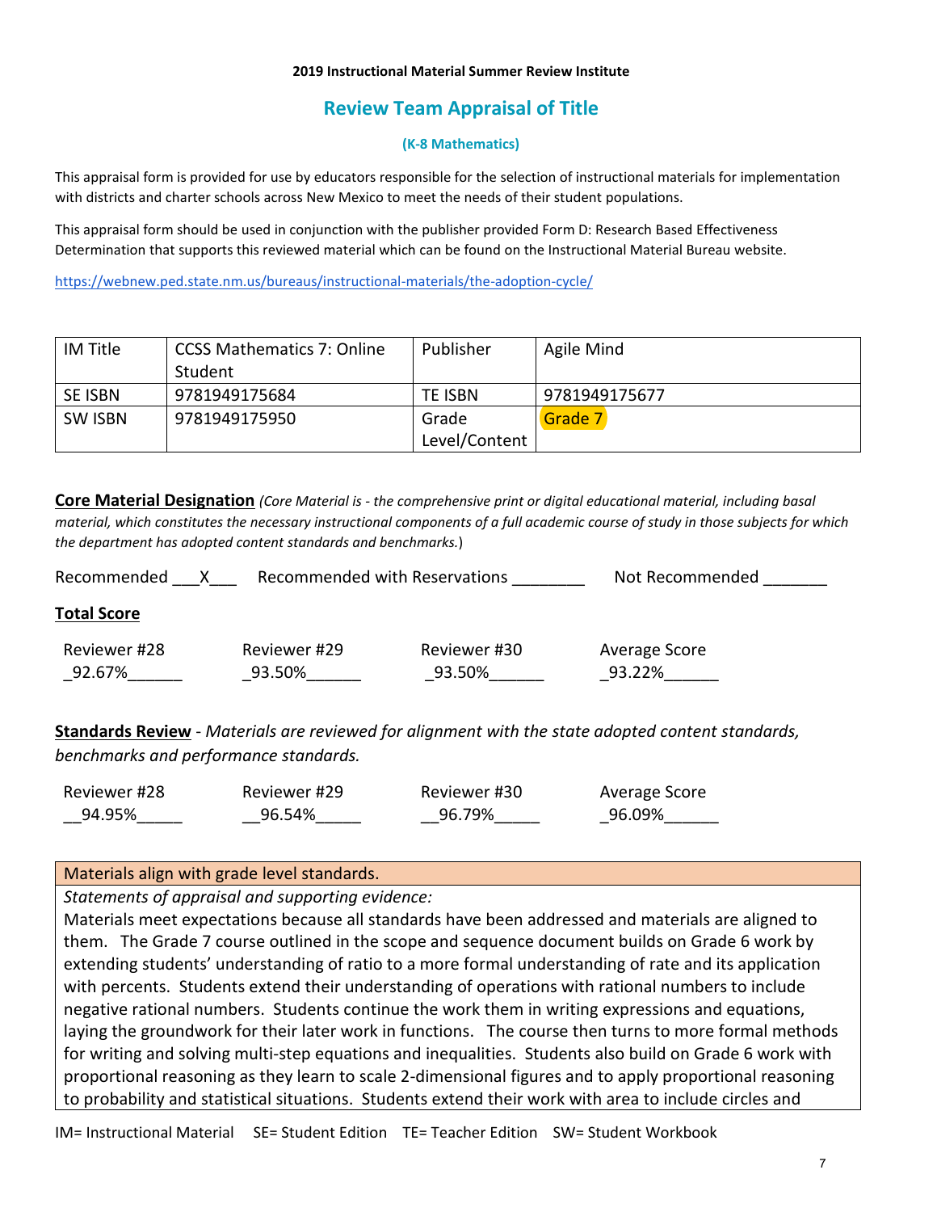**2019 Instructional Material Summer Review Institute**

# Review Team Appraisal of Title

**(K-8 Mathematics)**

This appraisal form is provided for use by educators responsible for the selection of instructional materials for implementation with districts and charter schools across New Mexico to meet the needs of their student populations.

This appraisal form should be used in conjunction with the publisher provided Form D: Research Based Effectiveness Determination that supports this reviewed material which can be found on the Instructional Material Bureau website.

https://webnew.ped.state.nm.us/bureaus/instructional-materials/the-adoption-cycle/

| IM Title | CCSS Mathematics 7: Online Student | Publisher | Agile Mind |
|---|---|---|---|
| SE ISBN | 9781949175684 | TE ISBN | 9781949175677 |
| SW ISBN | 9781949175950 | Grade Level/Content | Grade 7 |

**Core Material Designation** *(Core Material is - the comprehensive print or digital educational material, including basal material, which constitutes the necessary instructional components of a full academic course of study in those subjects for which the department has adopted content standards and benchmarks.)*

Recommended ___X___ Recommended with Reservations ________ Not Recommended _______

**Total Score**

| Reviewer #28 | Reviewer #29 | Reviewer #30 | Average Score |
|---|---|---|---|
| 92.67% | 93.50% | 93.50% | 93.22% |

**Standards Review** - *Materials are reviewed for alignment with the state adopted content standards, benchmarks and performance standards.*

| Reviewer #28 | Reviewer #29 | Reviewer #30 | Average Score |
|---|---|---|---|
| 94.95% | 96.54% | 96.79% | 96.09% |

**Materials align with grade level standards.**

*Statements of appraisal and supporting evidence:*

Materials meet expectations because all standards have been addressed and materials are aligned to them. The Grade 7 course outlined in the scope and sequence document builds on Grade 6 work by extending students' understanding of ratio to a more formal understanding of rate and its application with percents. Students extend their understanding of operations with rational numbers to include negative rational numbers. Students continue the work them in writing expressions and equations, laying the groundwork for their later work in functions. The course then turns to more formal methods for writing and solving multi-step equations and inequalities. Students also build on Grade 6 work with proportional reasoning as they learn to scale 2-dimensional figures and to apply proportional reasoning to probability and statistical situations. Students extend their work with area to include circles and

IM= Instructional Material SE= Student Edition TE= Teacher Edition SW= Student Workbook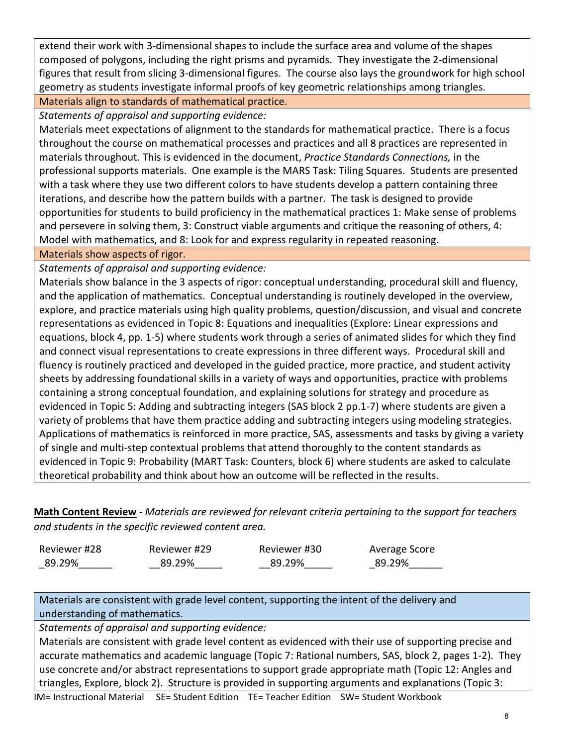extend their work with 3-dimensional shapes to include the surface area and volume of the shapes composed of polygons, including the right prisms and pyramids. They investigate the 2-dimensional figures that result from slicing 3-dimensional figures. The course also lays the groundwork for high school geometry as students investigate informal proofs of key geometric relationships among triangles.

**Materials align to standards of mathematical practice.**

*Statements of appraisal and supporting evidence:*

Materials meet expectations of alignment to the standards for mathematical practice. There is a focus throughout the course on mathematical processes and practices and all 8 practices are represented in materials throughout. This is evidenced in the document, *Practice Standards Connections,* in the professional supports materials. One example is the MARS Task: Tiling Squares. Students are presented with a task where they use two different colors to have students develop a pattern containing three iterations, and describe how the pattern builds with a partner. The task is designed to provide opportunities for students to build proficiency in the mathematical practices 1: Make sense of problems and persevere in solving them, 3: Construct viable arguments and critique the reasoning of others, 4: Model with mathematics, and 8: Look for and express regularity in repeated reasoning.

**Materials show aspects of rigor.**

*Statements of appraisal and supporting evidence:*

Materials show balance in the 3 aspects of rigor: conceptual understanding, procedural skill and fluency, and the application of mathematics. Conceptual understanding is routinely developed in the overview, explore, and practice materials using high quality problems, question/discussion, and visual and concrete representations as evidenced in Topic 8: Equations and inequalities (Explore: Linear expressions and equations, block 4, pp. 1-5) where students work through a series of animated slides for which they find and connect visual representations to create expressions in three different ways. Procedural skill and fluency is routinely practiced and developed in the guided practice, more practice, and student activity sheets by addressing foundational skills in a variety of ways and opportunities, practice with problems containing a strong conceptual foundation, and explaining solutions for strategy and procedure as evidenced in Topic 5: Adding and subtracting integers (SAS block 2 pp.1-7) where students are given a variety of problems that have them practice adding and subtracting integers using modeling strategies. Applications of mathematics is reinforced in more practice, SAS, assessments and tasks by giving a variety of single and multi-step contextual problems that attend thoroughly to the content standards as evidenced in Topic 9: Probability (MART Task: Counters, block 6) where students are asked to calculate theoretical probability and think about how an outcome will be reflected in the results.

**Math Content Review** - *Materials are reviewed for relevant criteria pertaining to the support for teachers and students in the specific reviewed content area.*

| Reviewer #28 | Reviewer #29 | Reviewer #30 | Average Score |
|---|---|---|---|
| 89.29% | 89.29% | 89.29% | 89.29% |

**Materials are consistent with grade level content, supporting the intent of the delivery and understanding of mathematics.**

*Statements of appraisal and supporting evidence:*

Materials are consistent with grade level content as evidenced with their use of supporting precise and accurate mathematics and academic language (Topic 7: Rational numbers, SAS, block 2, pages 1-2). They use concrete and/or abstract representations to support grade appropriate math (Topic 12: Angles and triangles, Explore, block 2). Structure is provided in supporting arguments and explanations (Topic 3:

IM= Instructional Material SE= Student Edition TE= Teacher Edition SW= Student Workbook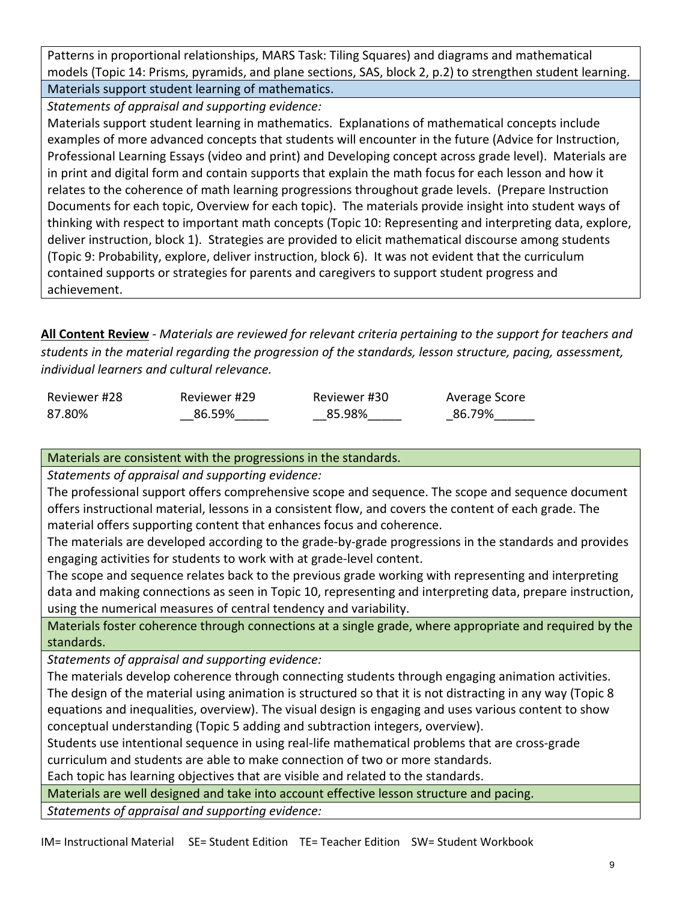Patterns in proportional relationships, MARS Task: Tiling Squares) and diagrams and mathematical models (Topic 14: Prisms, pyramids, and plane sections, SAS, block 2, p.2) to strengthen student learning.

**Materials support student learning of mathematics.**

*Statements of appraisal and supporting evidence:*

Materials support student learning in mathematics. Explanations of mathematical concepts include examples of more advanced concepts that students will encounter in the future (Advice for Instruction, Professional Learning Essays (video and print) and Developing concept across grade level). Materials are in print and digital form and contain supports that explain the math focus for each lesson and how it relates to the coherence of math learning progressions throughout grade levels. (Prepare Instruction Documents for each topic, Overview for each topic). The materials provide insight into student ways of thinking with respect to important math concepts (Topic 10: Representing and interpreting data, explore, deliver instruction, block 1). Strategies are provided to elicit mathematical discourse among students (Topic 9: Probability, explore, deliver instruction, block 6). It was not evident that the curriculum contained supports or strategies for parents and caregivers to support student progress and achievement.

**All Content Review** - *Materials are reviewed for relevant criteria pertaining to the support for teachers and students in the material regarding the progression of the standards, lesson structure, pacing, assessment, individual learners and cultural relevance.*

| Reviewer #28 | Reviewer #29 | Reviewer #30 | Average Score |
|---|---|---|---|
| 87.80% | 86.59% | 85.98% | 86.79% |

**Materials are consistent with the progressions in the standards.**

*Statements of appraisal and supporting evidence:*

The professional support offers comprehensive scope and sequence. The scope and sequence document offers instructional material, lessons in a consistent flow, and covers the content of each grade. The material offers supporting content that enhances focus and coherence.

The materials are developed according to the grade-by-grade progressions in the standards and provides engaging activities for students to work with at grade-level content.

The scope and sequence relates back to the previous grade working with representing and interpreting data and making connections as seen in Topic 10, representing and interpreting data, prepare instruction, using the numerical measures of central tendency and variability.

**Materials foster coherence through connections at a single grade, where appropriate and required by the standards.**

*Statements of appraisal and supporting evidence:*

The materials develop coherence through connecting students through engaging animation activities. The design of the material using animation is structured so that it is not distracting in any way (Topic 8 equations and inequalities, overview). The visual design is engaging and uses various content to show conceptual understanding (Topic 5 adding and subtraction integers, overview).

Students use intentional sequence in using real-life mathematical problems that are cross-grade curriculum and students are able to make connection of two or more standards.

Each topic has learning objectives that are visible and related to the standards.

**Materials are well designed and take into account effective lesson structure and pacing.**

*Statements of appraisal and supporting evidence:*

IM= Instructional Material SE= Student Edition TE= Teacher Edition SW= Student Workbook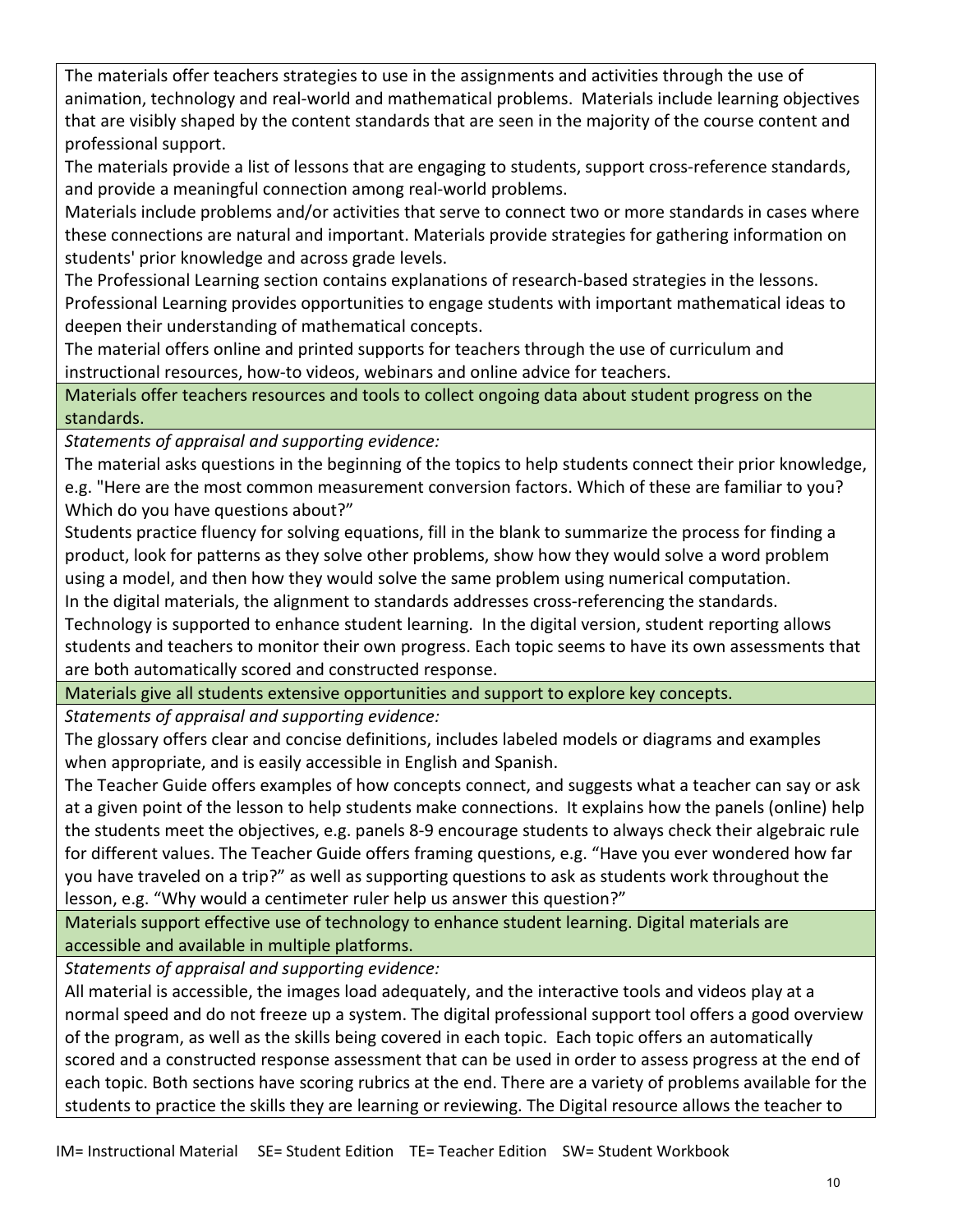The materials offer teachers strategies to use in the assignments and activities through the use of animation, technology and real-world and mathematical problems. Materials include learning objectives that are visibly shaped by the content standards that are seen in the majority of the course content and professional support.

The materials provide a list of lessons that are engaging to students, support cross-reference standards, and provide a meaningful connection among real-world problems.

Materials include problems and/or activities that serve to connect two or more standards in cases where these connections are natural and important. Materials provide strategies for gathering information on students' prior knowledge and across grade levels.

The Professional Learning section contains explanations of research-based strategies in the lessons. Professional Learning provides opportunities to engage students with important mathematical ideas to deepen their understanding of mathematical concepts.

The material offers online and printed supports for teachers through the use of curriculum and instructional resources, how-to videos, webinars and online advice for teachers.

**Materials offer teachers resources and tools to collect ongoing data about student progress on the standards.**

*Statements of appraisal and supporting evidence:*

The material asks questions in the beginning of the topics to help students connect their prior knowledge, e.g. "Here are the most common measurement conversion factors. Which of these are familiar to you? Which do you have questions about?"

Students practice fluency for solving equations, fill in the blank to summarize the process for finding a product, look for patterns as they solve other problems, show how they would solve a word problem using a model, and then how they would solve the same problem using numerical computation.

In the digital materials, the alignment to standards addresses cross-referencing the standards. Technology is supported to enhance student learning. In the digital version, student reporting allows students and teachers to monitor their own progress. Each topic seems to have its own assessments that are both automatically scored and constructed response.

**Materials give all students extensive opportunities and support to explore key concepts.**

*Statements of appraisal and supporting evidence:*

The glossary offers clear and concise definitions, includes labeled models or diagrams and examples when appropriate, and is easily accessible in English and Spanish.

The Teacher Guide offers examples of how concepts connect, and suggests what a teacher can say or ask at a given point of the lesson to help students make connections. It explains how the panels (online) help the students meet the objectives, e.g. panels 8-9 encourage students to always check their algebraic rule for different values. The Teacher Guide offers framing questions, e.g. "Have you ever wondered how far you have traveled on a trip?" as well as supporting questions to ask as students work throughout the lesson, e.g. "Why would a centimeter ruler help us answer this question?"

**Materials support effective use of technology to enhance student learning. Digital materials are accessible and available in multiple platforms.**

*Statements of appraisal and supporting evidence:*

All material is accessible, the images load adequately, and the interactive tools and videos play at a normal speed and do not freeze up a system. The digital professional support tool offers a good overview of the program, as well as the skills being covered in each topic. Each topic offers an automatically scored and a constructed response assessment that can be used in order to assess progress at the end of each topic. Both sections have scoring rubrics at the end. There are a variety of problems available for the students to practice the skills they are learning or reviewing. The Digital resource allows the teacher to

IM= Instructional Material SE= Student Edition TE= Teacher Edition SW= Student Workbook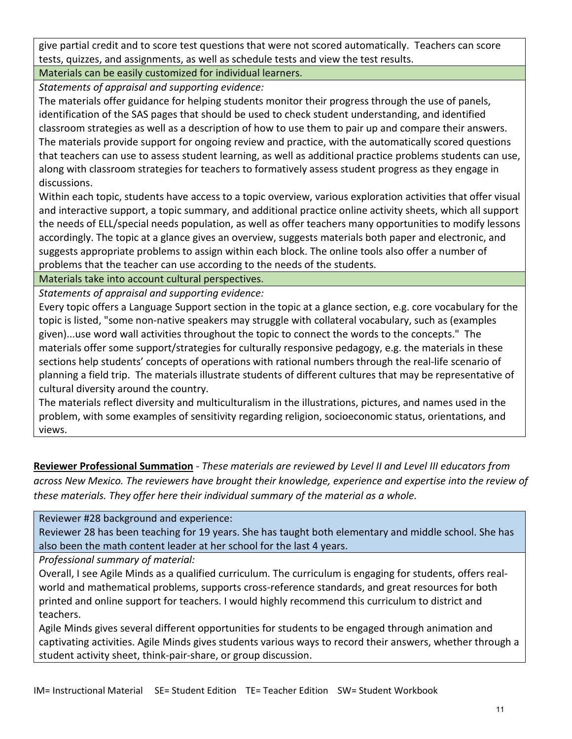give partial credit and to score test questions that were not scored automatically. Teachers can score tests, quizzes, and assignments, as well as schedule tests and view the test results.

Materials can be easily customized for individual learners.

*Statements of appraisal and supporting evidence:*

The materials offer guidance for helping students monitor their progress through the use of panels, identification of the SAS pages that should be used to check student understanding, and identified classroom strategies as well as a description of how to use them to pair up and compare their answers. The materials provide support for ongoing review and practice, with the automatically scored questions that teachers can use to assess student learning, as well as additional practice problems students can use, along with classroom strategies for teachers to formatively assess student progress as they engage in discussions.

Within each topic, students have access to a topic overview, various exploration activities that offer visual and interactive support, a topic summary, and additional practice online activity sheets, which all support the needs of ELL/special needs population, as well as offer teachers many opportunities to modify lessons accordingly. The topic at a glance gives an overview, suggests materials both paper and electronic, and suggests appropriate problems to assign within each block. The online tools also offer a number of problems that the teacher can use according to the needs of the students.

Materials take into account cultural perspectives.

*Statements of appraisal and supporting evidence:*

Every topic offers a Language Support section in the topic at a glance section, e.g. core vocabulary for the topic is listed, "some non-native speakers may struggle with collateral vocabulary, such as (examples given)...use word wall activities throughout the topic to connect the words to the concepts." The materials offer some support/strategies for culturally responsive pedagogy, e.g. the materials in these sections help students' concepts of operations with rational numbers through the real-life scenario of planning a field trip. The materials illustrate students of different cultures that may be representative of cultural diversity around the country.

The materials reflect diversity and multiculturalism in the illustrations, pictures, and names used in the problem, with some examples of sensitivity regarding religion, socioeconomic status, orientations, and views.

**Reviewer Professional Summation** - *These materials are reviewed by Level II and Level III educators from across New Mexico. The reviewers have brought their knowledge, experience and expertise into the review of these materials. They offer here their individual summary of the material as a whole.*

Reviewer #28 background and experience:

Reviewer 28 has been teaching for 19 years. She has taught both elementary and middle school. She has also been the math content leader at her school for the last 4 years.

*Professional summary of material:*

Overall, I see Agile Minds as a qualified curriculum. The curriculum is engaging for students, offers real-world and mathematical problems, supports cross-reference standards, and great resources for both printed and online support for teachers. I would highly recommend this curriculum to district and teachers.

Agile Minds gives several different opportunities for students to be engaged through animation and captivating activities. Agile Minds gives students various ways to record their answers, whether through a student activity sheet, think-pair-share, or group discussion.

IM= Instructional Material SE= Student Edition TE= Teacher Edition SW= Student Workbook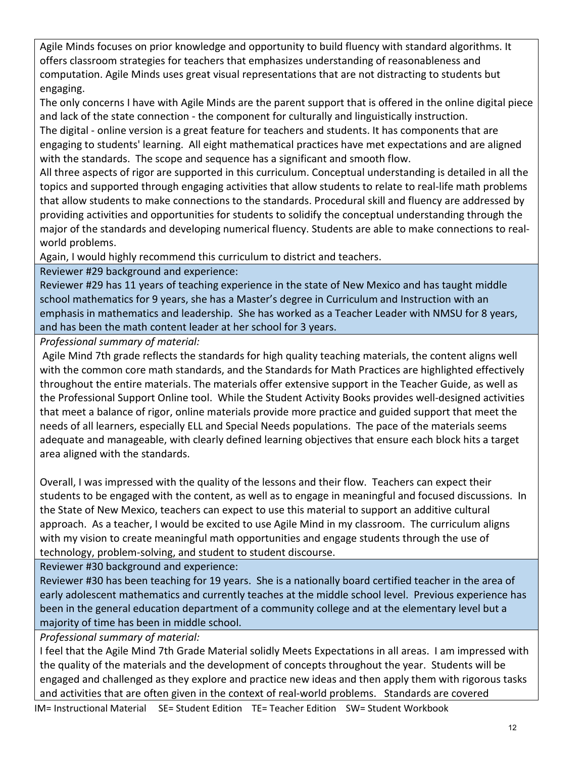Agile Minds focuses on prior knowledge and opportunity to build fluency with standard algorithms. It offers classroom strategies for teachers that emphasizes understanding of reasonableness and computation. Agile Minds uses great visual representations that are not distracting to students but engaging.

The only concerns I have with Agile Minds are the parent support that is offered in the online digital piece and lack of the state connection - the component for culturally and linguistically instruction.

The digital - online version is a great feature for teachers and students. It has components that are engaging to students' learning. All eight mathematical practices have met expectations and are aligned with the standards. The scope and sequence has a significant and smooth flow.

All three aspects of rigor are supported in this curriculum. Conceptual understanding is detailed in all the topics and supported through engaging activities that allow students to relate to real-life math problems that allow students to make connections to the standards. Procedural skill and fluency are addressed by providing activities and opportunities for students to solidify the conceptual understanding through the major of the standards and developing numerical fluency. Students are able to make connections to real-world problems.

Again, I would highly recommend this curriculum to district and teachers.

Reviewer #29 background and experience:

Reviewer #29 has 11 years of teaching experience in the state of New Mexico and has taught middle school mathematics for 9 years, she has a Master's degree in Curriculum and Instruction with an emphasis in mathematics and leadership. She has worked as a Teacher Leader with NMSU for 8 years, and has been the math content leader at her school for 3 years.

*Professional summary of material:*

Agile Mind 7th grade reflects the standards for high quality teaching materials, the content aligns well with the common core math standards, and the Standards for Math Practices are highlighted effectively throughout the entire materials. The materials offer extensive support in the Teacher Guide, as well as the Professional Support Online tool. While the Student Activity Books provides well-designed activities that meet a balance of rigor, online materials provide more practice and guided support that meet the needs of all learners, especially ELL and Special Needs populations. The pace of the materials seems adequate and manageable, with clearly defined learning objectives that ensure each block hits a target area aligned with the standards.

Overall, I was impressed with the quality of the lessons and their flow. Teachers can expect their students to be engaged with the content, as well as to engage in meaningful and focused discussions. In the State of New Mexico, teachers can expect to use this material to support an additive cultural approach. As a teacher, I would be excited to use Agile Mind in my classroom. The curriculum aligns with my vision to create meaningful math opportunities and engage students through the use of technology, problem-solving, and student to student discourse.

Reviewer #30 background and experience:

Reviewer #30 has been teaching for 19 years. She is a nationally board certified teacher in the area of early adolescent mathematics and currently teaches at the middle school level. Previous experience has been in the general education department of a community college and at the elementary level but a majority of time has been in middle school.

*Professional summary of material:*

I feel that the Agile Mind 7th Grade Material solidly Meets Expectations in all areas. I am impressed with the quality of the materials and the development of concepts throughout the year. Students will be engaged and challenged as they explore and practice new ideas and then apply them with rigorous tasks and activities that are often given in the context of real-world problems. Standards are covered

IM= Instructional Material SE= Student Edition TE= Teacher Edition SW= Student Workbook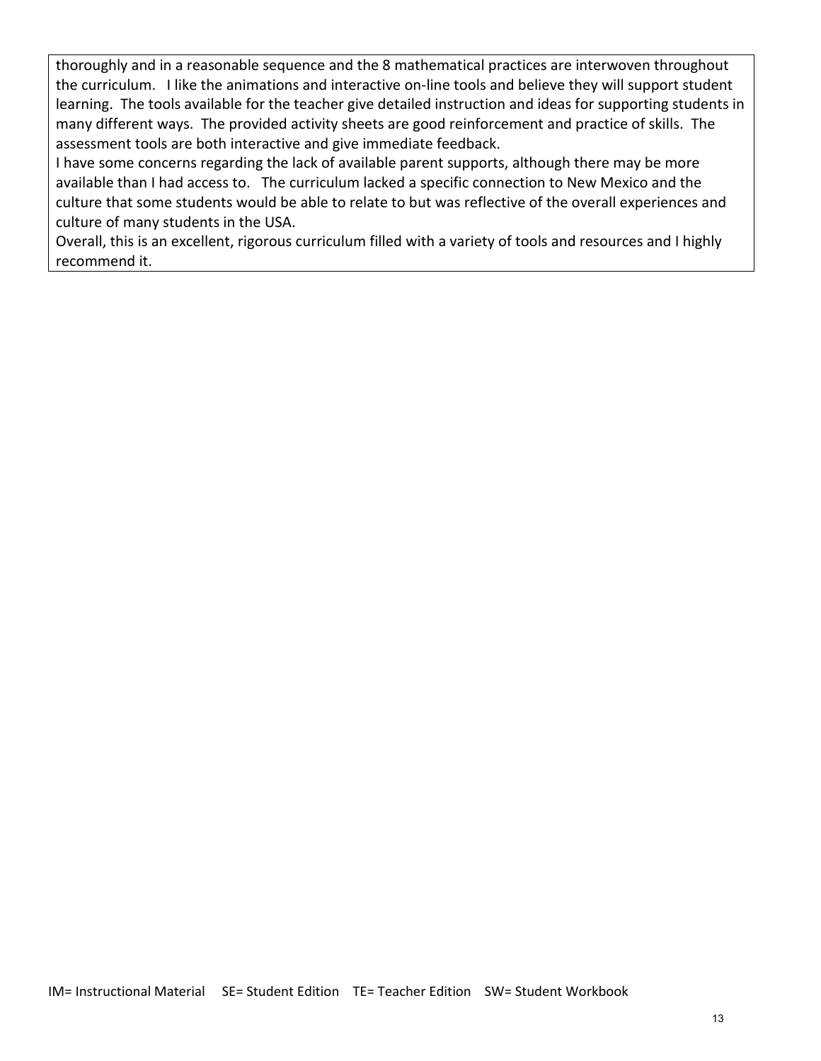thoroughly and in a reasonable sequence and the 8 mathematical practices are interwoven throughout the curriculum. I like the animations and interactive on-line tools and believe they will support student learning. The tools available for the teacher give detailed instruction and ideas for supporting students in many different ways. The provided activity sheets are good reinforcement and practice of skills. The assessment tools are both interactive and give immediate feedback.

I have some concerns regarding the lack of available parent supports, although there may be more available than I had access to. The curriculum lacked a specific connection to New Mexico and the culture that some students would be able to relate to but was reflective of the overall experiences and culture of many students in the USA.

Overall, this is an excellent, rigorous curriculum filled with a variety of tools and resources and I highly recommend it.

IM= Instructional Material SE= Student Edition TE= Teacher Edition SW= Student Workbook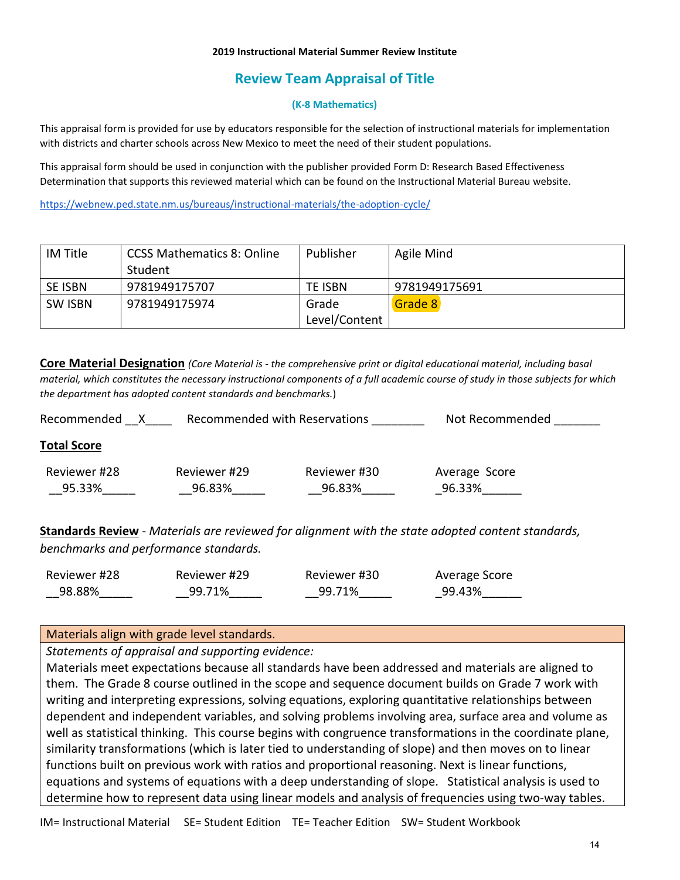**2019 Instructional Material Summer Review Institute**

## Review Team Appraisal of Title

**(K-8 Mathematics)**

This appraisal form is provided for use by educators responsible for the selection of instructional materials for implementation with districts and charter schools across New Mexico to meet the need of their student populations.

This appraisal form should be used in conjunction with the publisher provided Form D: Research Based Effectiveness Determination that supports this reviewed material which can be found on the Instructional Material Bureau website.

https://webnew.ped.state.nm.us/bureaus/instructional-materials/the-adoption-cycle/

| IM Title | CCSS Mathematics 8: Online Student | Publisher | Agile Mind |
|---|---|---|---|
| SE ISBN | 9781949175707 | TE ISBN | 9781949175691 |
| SW ISBN | 9781949175974 | Grade Level/Content | Grade 8 |

**Core Material Designation** *(Core Material is - the comprehensive print or digital educational material, including basal material, which constitutes the necessary instructional components of a full academic course of study in those subjects for which the department has adopted content standards and benchmarks.*)

Recommended __X____ Recommended with Reservations ________ Not Recommended _______

**Total Score**

| Reviewer #28 | Reviewer #29 | Reviewer #30 | Average Score |
|---|---|---|---|
| __95.33%_____ | __96.83%_____ | __96.83%_____ | _96.33%______ |

**Standards Review** - *Materials are reviewed for alignment with the state adopted content standards, benchmarks and performance standards.*

| Reviewer #28 | Reviewer #29 | Reviewer #30 | Average Score |
|---|---|---|---|
| __98.88%_____ | __99.71%_____ | __99.71%_____ | _99.43%______ |

| Materials align with grade level standards. |
|---|
| *Statements of appraisal and supporting evidence:* Materials meet expectations because all standards have been addressed and materials are aligned to them. The Grade 8 course outlined in the scope and sequence document builds on Grade 7 work with writing and interpreting expressions, solving equations, exploring quantitative relationships between dependent and independent variables, and solving problems involving area, surface area and volume as well as statistical thinking. This course begins with congruence transformations in the coordinate plane, similarity transformations (which is later tied to understanding of slope) and then moves on to linear functions built on previous work with ratios and proportional reasoning. Next is linear functions, equations and systems of equations with a deep understanding of slope. Statistical analysis is used to determine how to represent data using linear models and analysis of frequencies using two-way tables. |

IM= Instructional Material SE= Student Edition TE= Teacher Edition SW= Student Workbook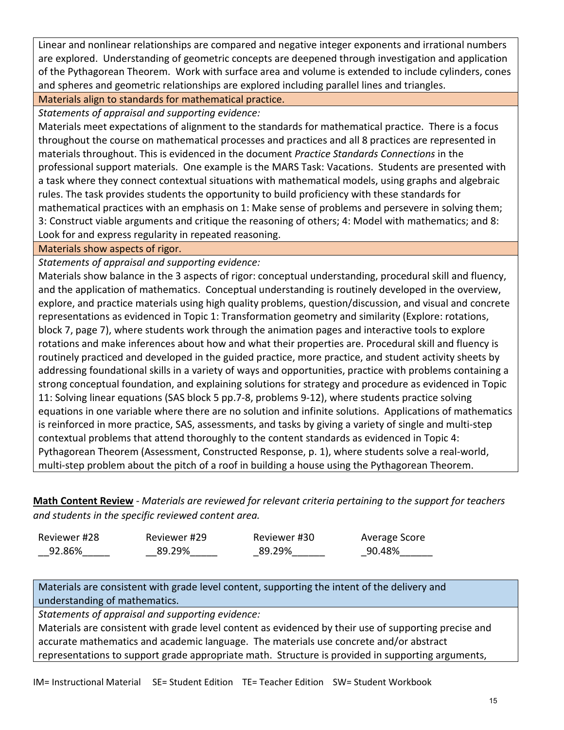Linear and nonlinear relationships are compared and negative integer exponents and irrational numbers are explored. Understanding of geometric concepts are deepened through investigation and application of the Pythagorean Theorem. Work with surface area and volume is extended to include cylinders, cones and spheres and geometric relationships are explored including parallel lines and triangles.

**Materials align to standards for mathematical practice.**

*Statements of appraisal and supporting evidence:*

Materials meet expectations of alignment to the standards for mathematical practice. There is a focus throughout the course on mathematical processes and practices and all 8 practices are represented in materials throughout. This is evidenced in the document *Practice Standards Connections* in the professional support materials. One example is the MARS Task: Vacations. Students are presented with a task where they connect contextual situations with mathematical models, using graphs and algebraic rules. The task provides students the opportunity to build proficiency with these standards for mathematical practices with an emphasis on 1: Make sense of problems and persevere in solving them; 3: Construct viable arguments and critique the reasoning of others; 4: Model with mathematics; and 8: Look for and express regularity in repeated reasoning.

**Materials show aspects of rigor.**

*Statements of appraisal and supporting evidence:*

Materials show balance in the 3 aspects of rigor: conceptual understanding, procedural skill and fluency, and the application of mathematics. Conceptual understanding is routinely developed in the overview, explore, and practice materials using high quality problems, question/discussion, and visual and concrete representations as evidenced in Topic 1: Transformation geometry and similarity (Explore: rotations, block 7, page 7), where students work through the animation pages and interactive tools to explore rotations and make inferences about how and what their properties are. Procedural skill and fluency is routinely practiced and developed in the guided practice, more practice, and student activity sheets by addressing foundational skills in a variety of ways and opportunities, practice with problems containing a strong conceptual foundation, and explaining solutions for strategy and procedure as evidenced in Topic 11: Solving linear equations (SAS block 5 pp.7-8, problems 9-12), where students practice solving equations in one variable where there are no solution and infinite solutions. Applications of mathematics is reinforced in more practice, SAS, assessments, and tasks by giving a variety of single and multi-step contextual problems that attend thoroughly to the content standards as evidenced in Topic 4: Pythagorean Theorem (Assessment, Constructed Response, p. 1), where students solve a real-world, multi-step problem about the pitch of a roof in building a house using the Pythagorean Theorem.

**<u>Math Content Review</u>** - *Materials are reviewed for relevant criteria pertaining to the support for teachers and students in the specific reviewed content area.*

| Reviewer #28 | Reviewer #29 | Reviewer #30 | Average Score |
|---|---|---|---|
| 92.86% | 89.29% | 89.29% | 90.48% |

**Materials are consistent with grade level content, supporting the intent of the delivery and understanding of mathematics.**

*Statements of appraisal and supporting evidence:*

Materials are consistent with grade level content as evidenced by their use of supporting precise and accurate mathematics and academic language. The materials use concrete and/or abstract representations to support grade appropriate math. Structure is provided in supporting arguments,

IM= Instructional Material SE= Student Edition TE= Teacher Edition SW= Student Workbook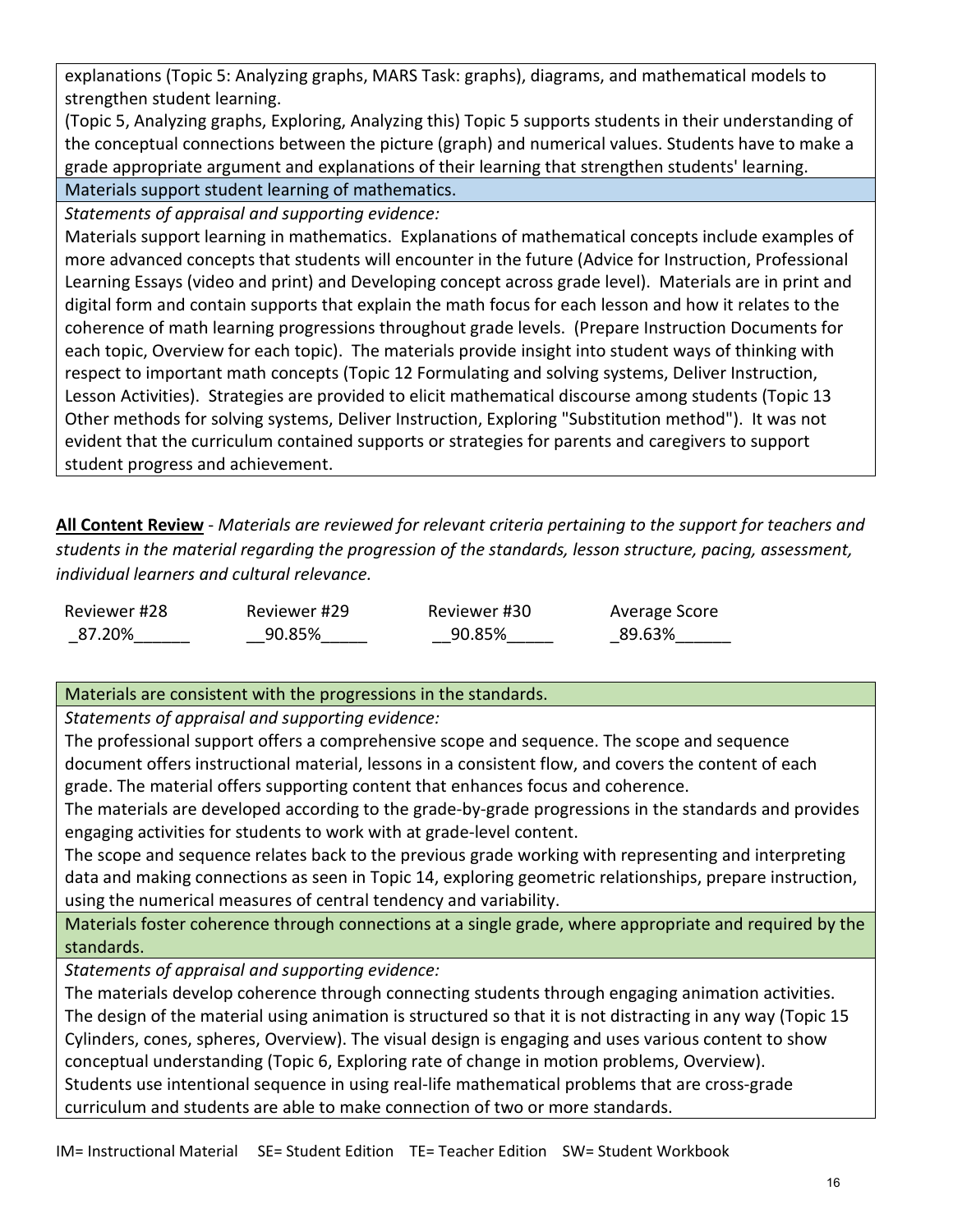explanations (Topic 5: Analyzing graphs, MARS Task: graphs), diagrams, and mathematical models to strengthen student learning.
(Topic 5, Analyzing graphs, Exploring, Analyzing this) Topic 5 supports students in their understanding of the conceptual connections between the picture (graph) and numerical values. Students have to make a grade appropriate argument and explanations of their learning that strengthen students' learning.

| Materials support student learning of mathematics. |
|---|
| *Statements of appraisal and supporting evidence:* |
| Materials support learning in mathematics. Explanations of mathematical concepts include examples of more advanced concepts that students will encounter in the future (Advice for Instruction, Professional Learning Essays (video and print) and Developing concept across grade level). Materials are in print and digital form and contain supports that explain the math focus for each lesson and how it relates to the coherence of math learning progressions throughout grade levels. (Prepare Instruction Documents for each topic, Overview for each topic). The materials provide insight into student ways of thinking with respect to important math concepts (Topic 12 Formulating and solving systems, Deliver Instruction, Lesson Activities). Strategies are provided to elicit mathematical discourse among students (Topic 13 Other methods for solving systems, Deliver Instruction, Exploring "Substitution method"). It was not evident that the curriculum contained supports or strategies for parents and caregivers to support student progress and achievement. |

**<u>All Content Review</u>** - *Materials are reviewed for relevant criteria pertaining to the support for teachers and students in the material regarding the progression of the standards, lesson structure, pacing, assessment, individual learners and cultural relevance.*

| Reviewer #28 | Reviewer #29 | Reviewer #30 | Average Score |
|---|---|---|---|
| _87.20%______ | __90.85%_____ | __90.85%_____ | _89.63%______ |

| Materials are consistent with the progressions in the standards. |
|---|
| *Statements of appraisal and supporting evidence:* |
| The professional support offers a comprehensive scope and sequence. The scope and sequence document offers instructional material, lessons in a consistent flow, and covers the content of each grade. The material offers supporting content that enhances focus and coherence.<br>The materials are developed according to the grade-by-grade progressions in the standards and provides engaging activities for students to work with at grade-level content.<br>The scope and sequence relates back to the previous grade working with representing and interpreting data and making connections as seen in Topic 14, exploring geometric relationships, prepare instruction, using the numerical measures of central tendency and variability. |
| Materials foster coherence through connections at a single grade, where appropriate and required by the standards. |
| *Statements of appraisal and supporting evidence:* |
| The materials develop coherence through connecting students through engaging animation activities. The design of the material using animation is structured so that it is not distracting in any way (Topic 15 Cylinders, cones, spheres, Overview). The visual design is engaging and uses various content to show conceptual understanding (Topic 6, Exploring rate of change in motion problems, Overview).<br>Students use intentional sequence in using real-life mathematical problems that are cross-grade curriculum and students are able to make connection of two or more standards. |

IM= Instructional Material SE= Student Edition TE= Teacher Edition SW= Student Workbook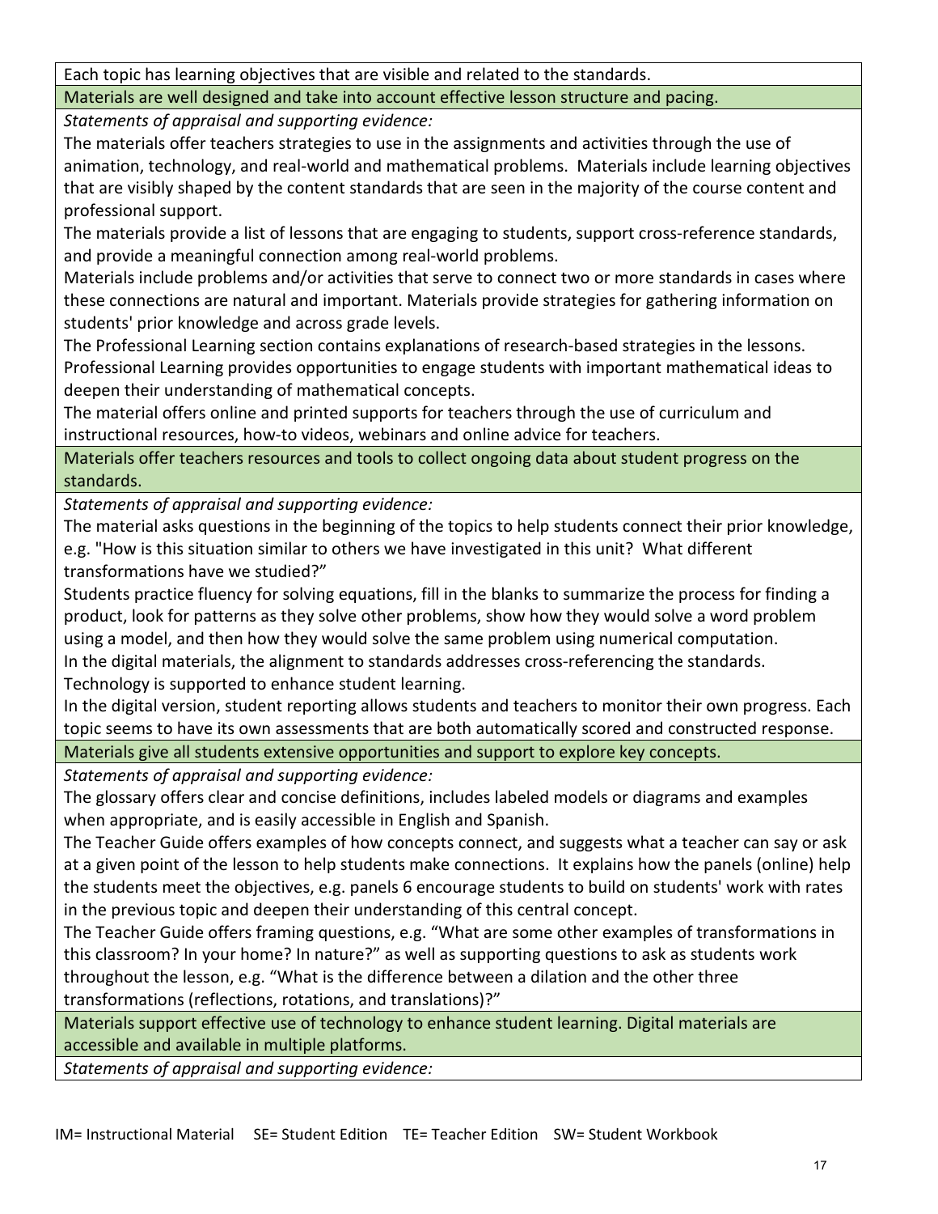| Each topic has learning objectives that are visible and related to the standards. |
|---|
| **Materials are well designed and take into account effective lesson structure and pacing.** |
| *Statements of appraisal and supporting evidence:* <br> The materials offer teachers strategies to use in the assignments and activities through the use of animation, technology, and real-world and mathematical problems. Materials include learning objectives that are visibly shaped by the content standards that are seen in the majority of the course content and professional support. <br> The materials provide a list of lessons that are engaging to students, support cross-reference standards, and provide a meaningful connection among real-world problems. <br> Materials include problems and/or activities that serve to connect two or more standards in cases where these connections are natural and important. Materials provide strategies for gathering information on students' prior knowledge and across grade levels. <br> The Professional Learning section contains explanations of research-based strategies in the lessons. Professional Learning provides opportunities to engage students with important mathematical ideas to deepen their understanding of mathematical concepts. <br> The material offers online and printed supports for teachers through the use of curriculum and instructional resources, how-to videos, webinars and online advice for teachers. |
| **Materials offer teachers resources and tools to collect ongoing data about student progress on the standards.** |
| *Statements of appraisal and supporting evidence:* <br> The material asks questions in the beginning of the topics to help students connect their prior knowledge, e.g. "How is this situation similar to others we have investigated in this unit? What different transformations have we studied?" <br> Students practice fluency for solving equations, fill in the blanks to summarize the process for finding a product, look for patterns as they solve other problems, show how they would solve a word problem using a model, and then how they would solve the same problem using numerical computation. <br> In the digital materials, the alignment to standards addresses cross-referencing the standards. <br> Technology is supported to enhance student learning. <br> In the digital version, student reporting allows students and teachers to monitor their own progress. Each topic seems to have its own assessments that are both automatically scored and constructed response. |
| **Materials give all students extensive opportunities and support to explore key concepts.** |
| *Statements of appraisal and supporting evidence:* <br> The glossary offers clear and concise definitions, includes labeled models or diagrams and examples when appropriate, and is easily accessible in English and Spanish. <br> The Teacher Guide offers examples of how concepts connect, and suggests what a teacher can say or ask at a given point of the lesson to help students make connections. It explains how the panels (online) help the students meet the objectives, e.g. panels 6 encourage students to build on students' work with rates in the previous topic and deepen their understanding of this central concept. <br> The Teacher Guide offers framing questions, e.g. "What are some other examples of transformations in this classroom? In your home? In nature?" as well as supporting questions to ask as students work throughout the lesson, e.g. "What is the difference between a dilation and the other three transformations (reflections, rotations, and translations)?" |
| **Materials support effective use of technology to enhance student learning. Digital materials are accessible and available in multiple platforms.** |
| *Statements of appraisal and supporting evidence:* |

IM= Instructional Material SE= Student Edition TE= Teacher Edition SW= Student Workbook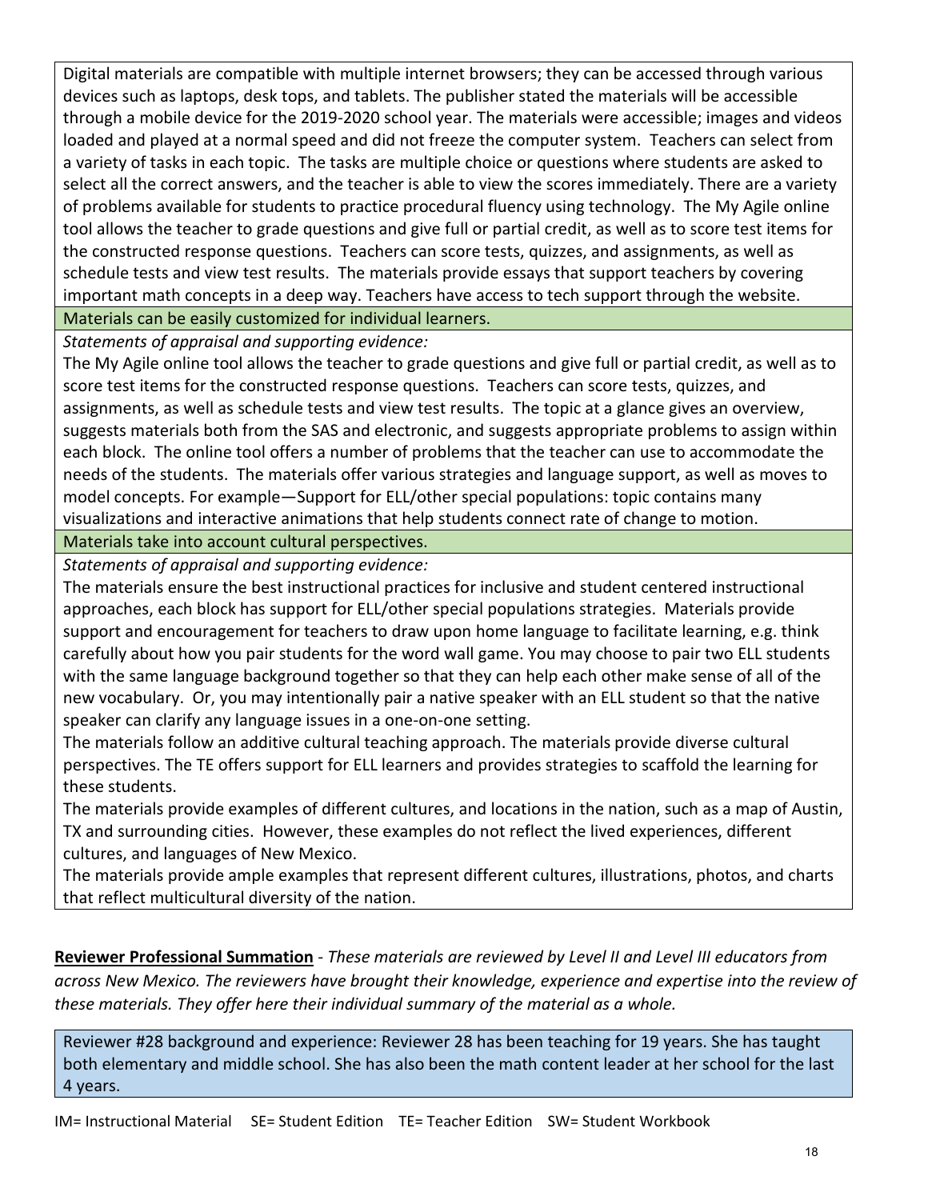Digital materials are compatible with multiple internet browsers; they can be accessed through various devices such as laptops, desk tops, and tablets. The publisher stated the materials will be accessible through a mobile device for the 2019-2020 school year. The materials were accessible; images and videos loaded and played at a normal speed and did not freeze the computer system. Teachers can select from a variety of tasks in each topic. The tasks are multiple choice or questions where students are asked to select all the correct answers, and the teacher is able to view the scores immediately. There are a variety of problems available for students to practice procedural fluency using technology. The My Agile online tool allows the teacher to grade questions and give full or partial credit, as well as to score test items for the constructed response questions. Teachers can score tests, quizzes, and assignments, as well as schedule tests and view test results. The materials provide essays that support teachers by covering important math concepts in a deep way. Teachers have access to tech support through the website.

**Materials can be easily customized for individual learners.**

*Statements of appraisal and supporting evidence:*

The My Agile online tool allows the teacher to grade questions and give full or partial credit, as well as to score test items for the constructed response questions. Teachers can score tests, quizzes, and assignments, as well as schedule tests and view test results. The topic at a glance gives an overview, suggests materials both from the SAS and electronic, and suggests appropriate problems to assign within each block. The online tool offers a number of problems that the teacher can use to accommodate the needs of the students. The materials offer various strategies and language support, as well as moves to model concepts. For example—Support for ELL/other special populations: topic contains many visualizations and interactive animations that help students connect rate of change to motion.

**Materials take into account cultural perspectives.**

*Statements of appraisal and supporting evidence:*

The materials ensure the best instructional practices for inclusive and student centered instructional approaches, each block has support for ELL/other special populations strategies. Materials provide support and encouragement for teachers to draw upon home language to facilitate learning, e.g. think carefully about how you pair students for the word wall game. You may choose to pair two ELL students with the same language background together so that they can help each other make sense of all of the new vocabulary. Or, you may intentionally pair a native speaker with an ELL student so that the native speaker can clarify any language issues in a one-on-one setting.

The materials follow an additive cultural teaching approach. The materials provide diverse cultural perspectives. The TE offers support for ELL learners and provides strategies to scaffold the learning for these students.

The materials provide examples of different cultures, and locations in the nation, such as a map of Austin, TX and surrounding cities. However, these examples do not reflect the lived experiences, different cultures, and languages of New Mexico.

The materials provide ample examples that represent different cultures, illustrations, photos, and charts that reflect multicultural diversity of the nation.

**<u>Reviewer Professional Summation</u>** - *These materials are reviewed by Level II and Level III educators from across New Mexico. The reviewers have brought their knowledge, experience and expertise into the review of these materials. They offer here their individual summary of the material as a whole.*

Reviewer #28 background and experience: Reviewer 28 has been teaching for 19 years. She has taught both elementary and middle school. She has also been the math content leader at her school for the last 4 years.

IM= Instructional Material SE= Student Edition TE= Teacher Edition SW= Student Workbook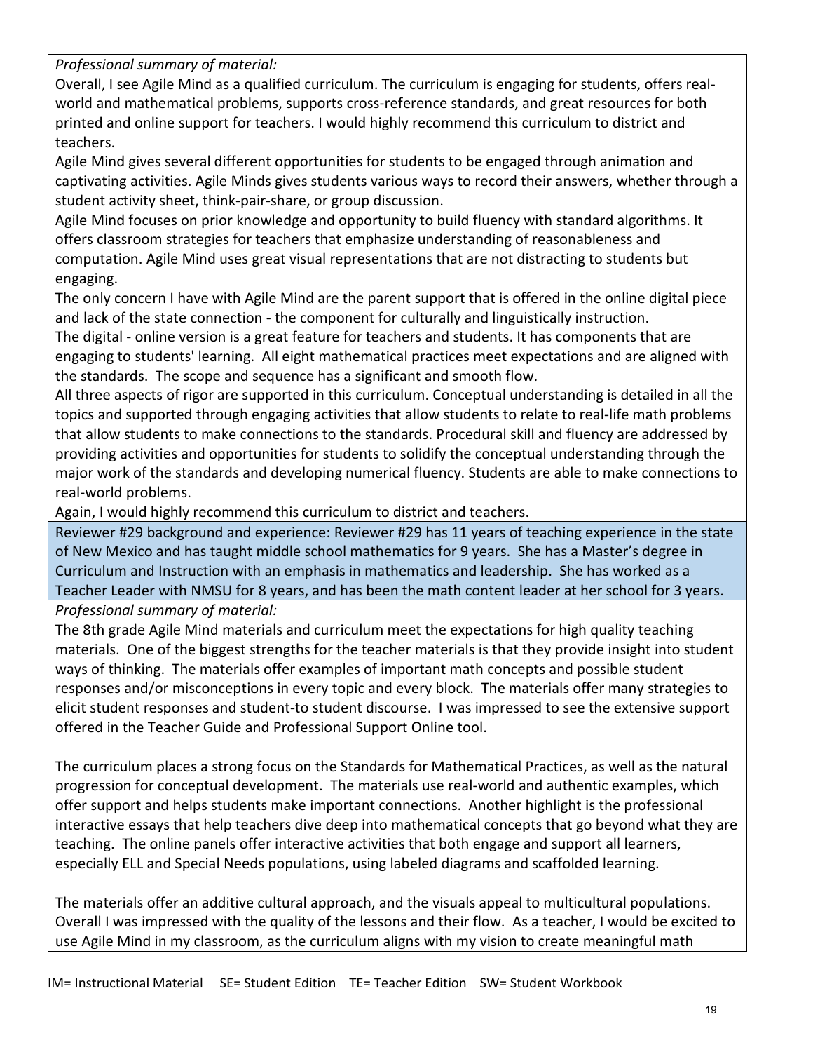*Professional summary of material:*

Overall, I see Agile Mind as a qualified curriculum. The curriculum is engaging for students, offers real-world and mathematical problems, supports cross-reference standards, and great resources for both printed and online support for teachers. I would highly recommend this curriculum to district and teachers.

Agile Mind gives several different opportunities for students to be engaged through animation and captivating activities. Agile Minds gives students various ways to record their answers, whether through a student activity sheet, think-pair-share, or group discussion.

Agile Mind focuses on prior knowledge and opportunity to build fluency with standard algorithms. It offers classroom strategies for teachers that emphasize understanding of reasonableness and computation. Agile Mind uses great visual representations that are not distracting to students but engaging.

The only concern I have with Agile Mind are the parent support that is offered in the online digital piece and lack of the state connection - the component for culturally and linguistically instruction.

The digital - online version is a great feature for teachers and students. It has components that are engaging to students' learning. All eight mathematical practices meet expectations and are aligned with the standards. The scope and sequence has a significant and smooth flow.

All three aspects of rigor are supported in this curriculum. Conceptual understanding is detailed in all the topics and supported through engaging activities that allow students to relate to real-life math problems that allow students to make connections to the standards. Procedural skill and fluency are addressed by providing activities and opportunities for students to solidify the conceptual understanding through the major work of the standards and developing numerical fluency. Students are able to make connections to real-world problems.

Again, I would highly recommend this curriculum to district and teachers.

Reviewer #29 background and experience: Reviewer #29 has 11 years of teaching experience in the state of New Mexico and has taught middle school mathematics for 9 years. She has a Master's degree in Curriculum and Instruction with an emphasis in mathematics and leadership. She has worked as a Teacher Leader with NMSU for 8 years, and has been the math content leader at her school for 3 years.

*Professional summary of material:*

The 8th grade Agile Mind materials and curriculum meet the expectations for high quality teaching materials. One of the biggest strengths for the teacher materials is that they provide insight into student ways of thinking. The materials offer examples of important math concepts and possible student responses and/or misconceptions in every topic and every block. The materials offer many strategies to elicit student responses and student-to student discourse. I was impressed to see the extensive support offered in the Teacher Guide and Professional Support Online tool.

The curriculum places a strong focus on the Standards for Mathematical Practices, as well as the natural progression for conceptual development. The materials use real-world and authentic examples, which offer support and helps students make important connections. Another highlight is the professional interactive essays that help teachers dive deep into mathematical concepts that go beyond what they are teaching. The online panels offer interactive activities that both engage and support all learners, especially ELL and Special Needs populations, using labeled diagrams and scaffolded learning.

The materials offer an additive cultural approach, and the visuals appeal to multicultural populations. Overall I was impressed with the quality of the lessons and their flow. As a teacher, I would be excited to use Agile Mind in my classroom, as the curriculum aligns with my vision to create meaningful math

IM= Instructional Material SE= Student Edition TE= Teacher Edition SW= Student Workbook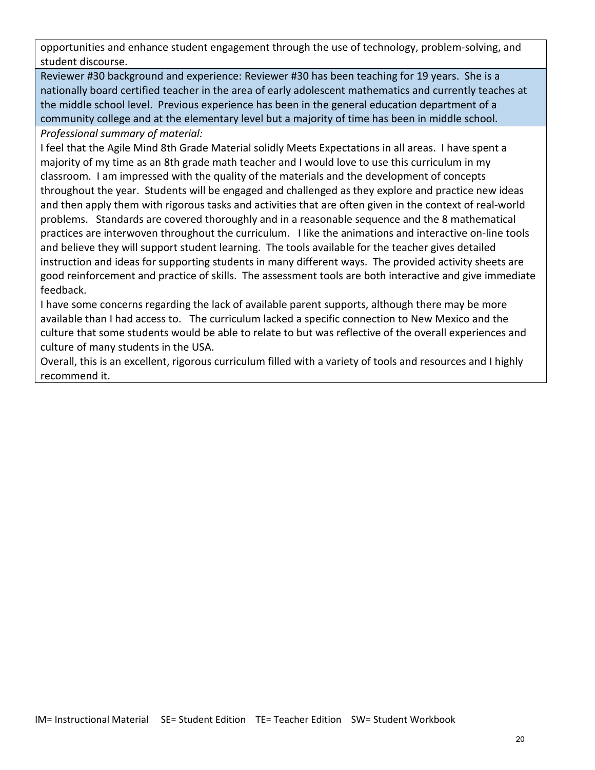opportunities and enhance student engagement through the use of technology, problem-solving, and student discourse.

Reviewer #30 background and experience: Reviewer #30 has been teaching for 19 years. She is a nationally board certified teacher in the area of early adolescent mathematics and currently teaches at the middle school level. Previous experience has been in the general education department of a community college and at the elementary level but a majority of time has been in middle school.

*Professional summary of material:*

I feel that the Agile Mind 8th Grade Material solidly Meets Expectations in all areas. I have spent a majority of my time as an 8th grade math teacher and I would love to use this curriculum in my classroom. I am impressed with the quality of the materials and the development of concepts throughout the year. Students will be engaged and challenged as they explore and practice new ideas and then apply them with rigorous tasks and activities that are often given in the context of real-world problems. Standards are covered thoroughly and in a reasonable sequence and the 8 mathematical practices are interwoven throughout the curriculum. I like the animations and interactive on-line tools and believe they will support student learning. The tools available for the teacher gives detailed instruction and ideas for supporting students in many different ways. The provided activity sheets are good reinforcement and practice of skills. The assessment tools are both interactive and give immediate feedback.

I have some concerns regarding the lack of available parent supports, although there may be more available than I had access to. The curriculum lacked a specific connection to New Mexico and the culture that some students would be able to relate to but was reflective of the overall experiences and culture of many students in the USA.

Overall, this is an excellent, rigorous curriculum filled with a variety of tools and resources and I highly recommend it.

IM= Instructional Material SE= Student Edition TE= Teacher Edition SW= Student Workbook